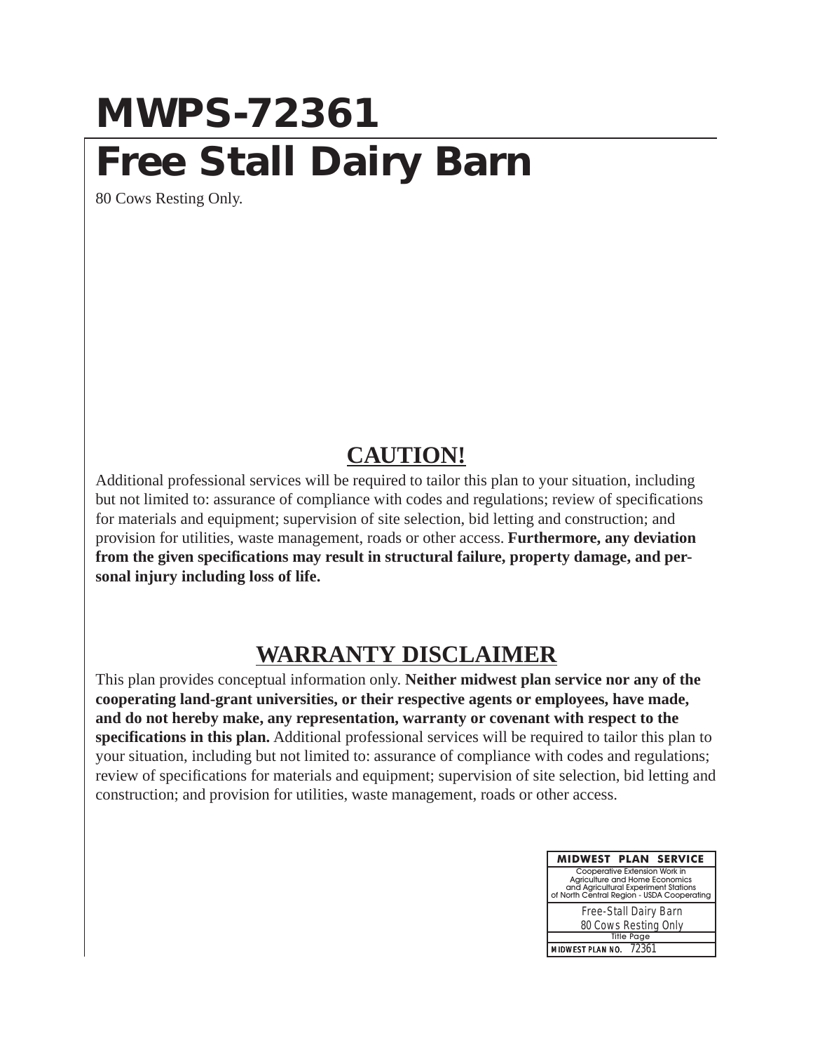# MWPS-72361

# Free Stall Dairy Barn

80 Cows Resting Only.

## CAUTION!

Additional professional services will be required to tailor this plan to your situation, including but not limited to: assurance of compliance with codes and regulations; review of specifications for materials and equipment; supervision of site selection, bid letting and construction; and provision for utilities, waste management, roads or other access. **Furthermore, any deviation from the given specifications may result in structural failure, property damage, and personal injury including loss of life.**

## WARRANTY DISCLAIMER

This plan provides conceptual information only. **Neither midwest plan service nor any of the cooperating land-grant universities, or their respective agents or employees, have made, and do not hereby make, any representation, warranty or covenant with respect to the specifications in this plan.** Additional professional services will be required to tailor this plan to your situation, including but not limited to: assurance of compliance with codes and regulations; review of specifications for materials and equipment; supervision of site selection, bid letting and construction; and provision for utilities, waste management, roads or other access.

| MIDWEST PLAN SERVICE |
| --- |
| Cooperative Extension Work in Agriculture and Home Economics and Agricultural Experiment Stations of North Central Region - USDA Cooperating |
| Free-Stall Dairy Barn<br>80 Cows Resting Only |
| Title Page |
| MIDWEST PLAN NO. 72361 |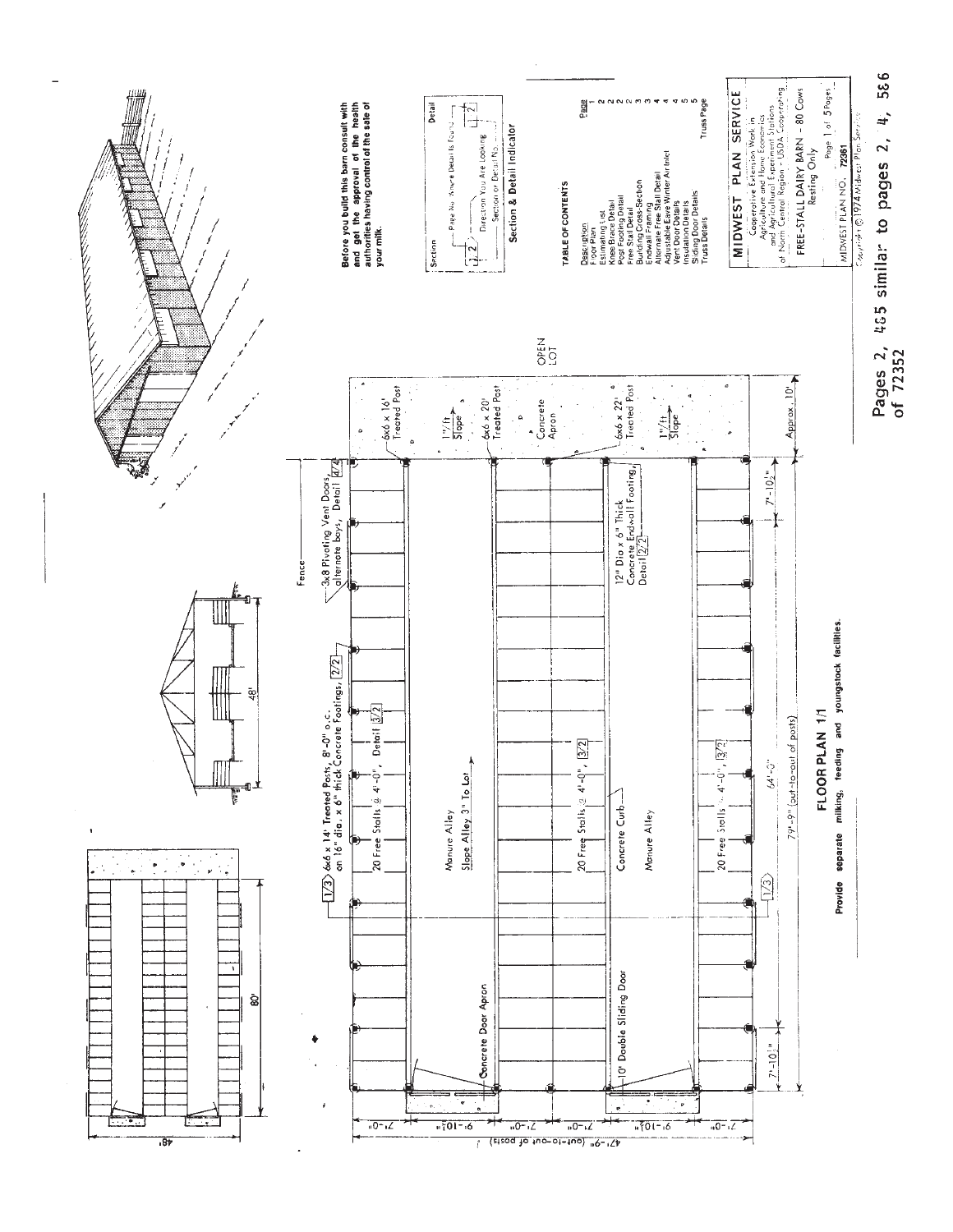Before you build this barn consult with and get the approval of the health authorities having control of the sale of your milk.

**Section & Detail Indicator**

- Section / Detail
- Page No. Where Details Found
- Direction You Are Looking
- Section or Detail No.

**TABLE OF CONTENTS**

| Description | Page |
|---|---|
| Floor Plan | 1 |
| Estimating List | 2 |
| Knee Brace Detail | 2 |
| Post Footing Detail | 2 |
| Free Stall Detail | 2 |
| Building Cross-Section | 3 |
| Endwall Framing | 3 |
| Alternate Free Stall Detail | 4 |
| Adjustable Eave Winter Air Inlet | 4 |
| Vent Door Details | 4 |
| Insulation Details | 5 |
| Sliding Door Details | 5 |
| Truss Details | Truss Page |

**MIDWEST PLAN SERVICE**

Cooperative Extension Work in Agriculture and Home Economics and Agricultural Experiment Stations of North Central Region - USDA Cooperating

FREE-STALL DAIRY BARN - 80 Cows Resting Only

Page 1 of 5 Pages

MIDWEST PLAN NO. 72361

Copyright © 1974 Midwest Plan Service

## FLOOR PLAN 1/1

Provide separate milking, feeding and youngstock facilities.

- 6x6 x 14' Treated Posts, 8'-0" o.c. on 16" dia. x 6" thick Concrete Footings, 2/2
- 20 Free Stalls @ 4'-0", Detail 3/2
- Manure Alley
- Slope Alley 3" To Lot
- Concrete Curb
- 20 Free Stalls @ 4'-0", 3/2
- Concrete Door Apron
- 10' Double Sliding Door
- 3x8 Pivoting Vent Doors, alternate bays, Detail 4/4
- Fence
- 12" Dia x 6" Thick Concrete Endwall Footing, Detail 2/2
- 6x6 x 16' Treated Post
- 6x6 x 20' Treated Post
- 6x6 x 22' Treated Post
- 1"/ft Slope
- Concrete Apron
- OPEN LOT
- 64'-0"
- 79'-9" (out-to-out of posts)
- 7'-10½"
- Approx. 10'
- 47'-9" (out-to-out of posts)
- 7'-0", 9'-10½", 7'-0", 7'-0", 9'-10½", 7'-0"
- 48'
- 80'

Pages 2, 4&5 similar to pages 2, 4, 5&6 of 72352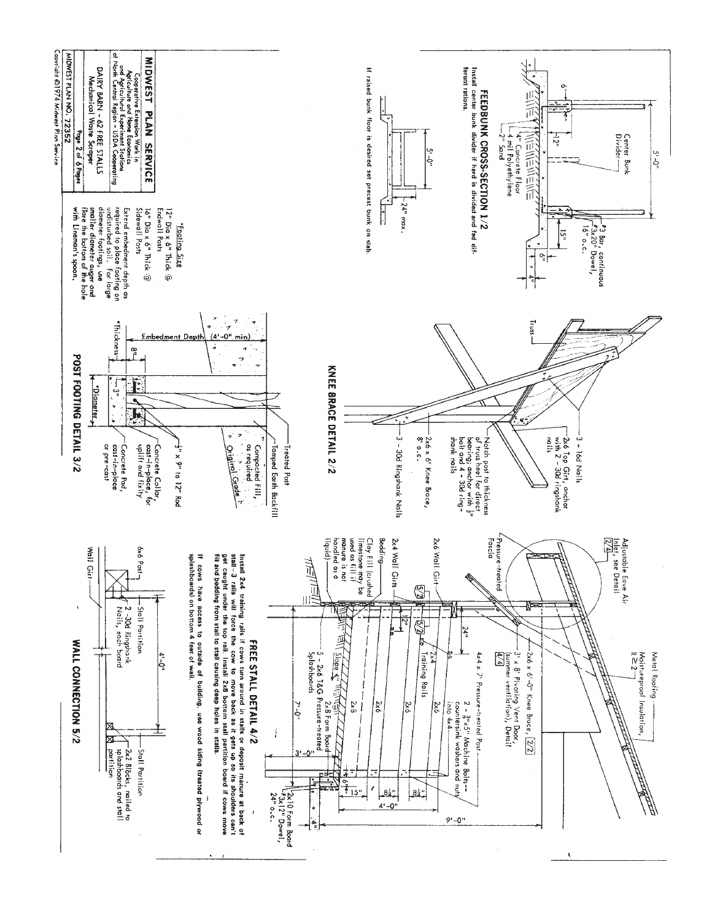## FEEDBUNK CROSS-SECTION 1/2

Install center bunk divider if herd is divided and fed different rations.

Center Bunk Divider

5'-0"

6"

12"

4" Concrete Floor

4 mil Polyethylene

2" Sand

#3 Bar, continuous

#3x20" Dowel, 16" o.c.

15"

6"

6"

4"

If raised bunk floor is desired set precast bunk on slab.

5'-0"

24" max.

## KNEE BRACE DETAIL 2/2

Truss

3 - 16d Nails

2x6 Top Girt, anchor with 2 - 30d ringshank nails

Notch post to thickness of truss heel for direct bearing; anchor with ½" bolt and 4 - 30d ringshank nails

2x6 x 6' Knee Brace, 8' o.c.

3 - 30d Ringshank Nails

## POST FOOTING DETAIL 3/2

Treated Post

Tamped Earth Backfill

Compacted Fill, as required

Original Grade

Embedment Depth (4'-0" min)

8"

3"

*Thickness

*Diameter

½" x 9" to 12" Rod

Concrete Collar, cast-in-place, for uplift and fixity

Concrete Pad, cast-in-place or pre-cast

*Footing Size

12" Dia x 6" Thick @ Endwall Posts

16" Dia x 6" Thick @ Sidewall Posts

Extend embedment depth as required to place footing on undisturbed soil. For large diameter footings, use smaller diameter auger and flare the bottom of the hole with Lineman's spoon.

## FREE STALL DETAIL 4/2

Adjustable Eave Air Inlet, see Detail 2/4

Metal Roofing

Moistureproof Insulation, R ≥ 2

Pressure-treated Fascia

2x6 Wall Girt

2x6 x 6'-0" Knee Brace, 2/2

3' x 8' Pivoting Vent Door, (summer ventilation), Detail 4/4

4x4 x 7' Pressure-treated Post

2 - ⅜"x5" Machine Bolts—countersink washers and nuts into 4x4

24"

2x4 Wall Girts 5/2

Bedding

Clay Fill (crushed limestone may be used as fill if manure is not handled as a liquid)

2x4 Training Rails

2x6

2x6

2x6

2x8

2x8 Form Board

3 - 2x6 T&G Pressure-treated Splashboards

Slope 4"

12"

7'-0"

3'-0"

6"

15"

8¼"

8¼"

4'-0"

9'-0"

4"

2x10 Form Board

#3x12" Dowel, 24" o.c.

Install 2x4 training rails if cows turn around in stalls or deposit manure at back of stall—3 rails will force the cow to move back as it gets up so its shoulders can't get caught under the top rail. Install 2x8 bottom stall partition board if cows move fill and bedding from stall to stall causing deep holes in stalls.

If cows have access to outside of building, use wood siding (treated plywood or splashboards) on bottom 4 feet of wall.

## WALL CONNECTION 5/2

6x6 Post

Wall Girt

Stall Partition

2 - 30d Ringshank Nails, each board

4'-0"

Stall Partition

2x2 Blocks, nailed to splashboards and stall partition

---

**MIDWEST PLAN SERVICE**

Cooperative Extension Work in Agriculture and Home Economics and Agricultural Experiment Stations of North Central Region - USDA Cooperating

DAIRY BARN - 62 FREE STALLS
Mechanical Waste Scraper

MIDWEST PLAN NO. 72352

Copyright ©1974 Midwest Plan Service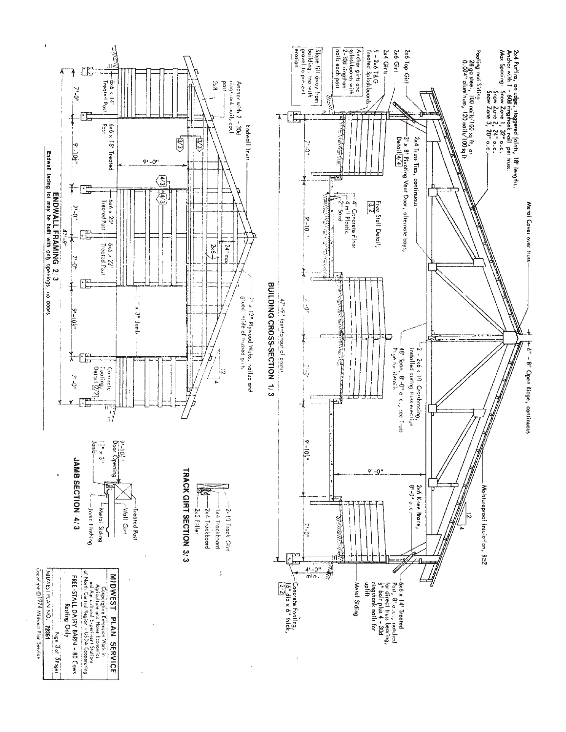## BUILDING CROSS-SECTION 1/3

2x4 Purlins, on edge, staggered joints, 18' lengths.
Anchor with 1 - 60d ringshank nail per truss.
Max Spacing: Snow Zone 1, 32" o.c.
Snow Zone 2, 24" o.c.
Snow Zone 3, 20" o.c.

Roofing and Siding
28 ga steel, 100 nails/100 sq ft, or
0.024" aluminum, 120 nails/100 sq ft

Metal Cover over truss

6" - 8" Open Ridge, continuous

2x6 Top Girt

2x6 Girt

2x4 Girts

5 - 2x6 T&G Treated Splashboards

Anchor girts and splashboards with 2-30d ringshank nails each post

Slope fill away from building, too with gravel to prevent erosion

2x4 Truss Ties, continuous

3' x 8' Pivoting Vent Door, alternate bays, Detail 4/4

Free Stall Detail, 3/2

4" Concrete Floor
4 mil Plastic
2" Sand

2 - 2x6 x 10 Crossbracing, installed during truss erection

48' Span, 8'-0" o.c., see Truss Page for Details

Moistureproof insulation, R=2

12 / 4

2x6 Knee Brace, 8'-0" o.c.

6x6 x 14' Treated Post, 8' o.c., notched for direct truss bearing, ½" bolt plus 4 - 30d ringshank nails for uplift

Metal Siding

Concrete Footing, 16" dia x 6" thick, 2/2

4'-0" min.

7'-0" | 9'-10½" | 7'-0" | 7'-0" | 7'-0" | 9'-10½" | 7'-0"

9'-0"

47'-9" (out-to-out of posts)

## ENDWALL FRAMING 2/3

Endwall Truss

Anchor with 2 - 30d ringshank nails each post

2x8

6x6 x 14' Treated Post

6x6 x 18' Treated Post

6x6 x 20' Treated Post

6x6 x 22' Treated Post

24" max

2x6

½" x 12" Plywood Webs, nailed and glued inside of trussed girts

1½" x 3" Jamb

Concrete Footing, Detail 2/2

12 / 4

9'-0"

7'-0" | 9'-10½" | 7'-0" | 7'-0" | 7'-0" | 9'-10½" | 7'-0"

47'-9"

Endwall facing lot may be built with only openings, no doors.

## TRACK GIRT SECTION 3/3

2-10 Track Girt
1x4 Trackboard
2x4 Trackboard
2x2 Filler

## JAMB SECTION 4/3

9'-10½" Door Opening
1½" x 3" Jamb
Treated Post
Wall Girt
Metal Siding
Jamb Flashing

**MIDWEST PLAN SERVICE**
Cooperative Extension Work in Agriculture and Home Economics and Agricultural Experiment Stations of North Central Region - USDA Cooperating

FREE-STALL DAIRY BARN - 80 Cows
Resting Only

MIDWEST PLAN NO. 72361 | Page 3 of 5 Pages

Copyright © 1974 Midwest Plan Service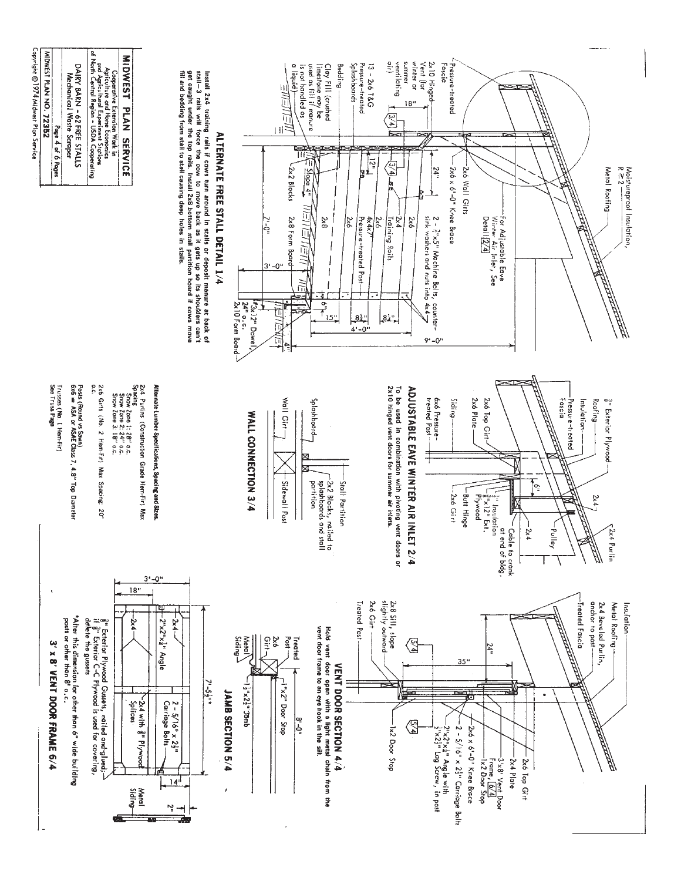## ALTERNATE FREE STALL DETAIL 1/4

Pressure-treated Fascia

2x10 Hinged Vent (for winter or summer ventilating air)

18"

13 - 2x6 T&G Pressure-treated Splashboards

Bedding

Clay Fill (crushed limestone may be used as fill if manure is not handled as a liquid)

Moistureproof Insulation, R ≥ 2

Metal Roofing

2x6 Wall Girts

2x6 x 6'-0" Knee Brace

For Adjustable Eave Winter Air Inlet, See Detail 2/4

2 - 3/8"x5" Machine Bolts, countersink washers and nuts into 4x4

24"

12"

2x6

2x4 Training Rails

2x6

4x4x7' Pressure-treated Post

2x6

2x8

2x2 Blocks

Slope 4"

2x8 Form Board

7'-0"

3'-0"

6"

15"

8½"

8½"

4'-0"

9'-0"

#3x12" Dowel, 24" o.c.

2x10 Form Board

4"

Install 2x4 training rails if cows turn around in stalls or deposit manure at back of stall—3 rails will force the cow to move back as it gets up so its shoulders can't get caught under the top rails. Install 2x8 bottom stall partition board if cows move fill and bedding from stall to stall causing deep holes in stalls.

## ADJUSTABLE EAVE WINTER AIR INLET 2/4

3/8" Exterior Plywood

Roofing

Insulation

Pressure-treated Fascia

2x6 Top Girt

2x6 Plate

Siding

6x6 Pressure-treated Post

2x4 Purlin

Pulley

2x4

6"

1½" Insulation

3/8"x12" Ext. Plywood

Butt Hinge

2x6 Girt

2x4

Cable to crank at end of bldg.

To be used in combination with pivoting vent doors or 2x10 hinged vent doors for summer air inlets.

## WALL CONNECTION 3/4

Splashboard

Wall Girt

Stall Partition

2x2 Blocks, nailed to splashboards and stall partition

Sidewall Post

**Alternate Lumber Specifications, Spacing and Sizes.**

2x4 Purlins (Construction Grade Hem-Fir) Max Spacing
Snow Zone 1: 28" o.c.
Snow Zone 2: 24" o.c.
Snow Zone 3: 18" o.c.

2x6 Girts (No. 2 Hem-Fir) Max Spacing: 20" o.c.

Posts (Round vs Sawn)
6x6 = ASA or ASAE Class 7, 4.8" Top Diameter

Trusses (No. 1 Hem-Fir)
See Truss Page

## VENT DOOR SECTION 4/4

Insulation

Metal Roofing

2x4 Beveled Purlin, anchor to post

Treated Fascia

24"

35"

2x8 Sill, slope slightly outward

2x6 Girt

Treated Post

5/4

5/4

2x6 Top Girt

2x4 Plate

3'x8' Vent Door Frame, 6/4

1x2 Door Stop

2x6 x 6'-0" Knee Brace

2 - 5/16" x 2½" Carriage Bolts

2"x2"x¼" Angle with ¼"x2½" Lag Screw, in post

1x2 Door Stop

Hold vent door open with a light metal chain from the vent door frame to an eye hook in the sill.

## JAMB SECTION 5/4

Treated Post

2x6 Girt

Metal Siding

1"x2" Door Stop

1½"x2½" Jamb

8'-0"

## 3' x 8' VENT DOOR FRAME 6/4

3'-0"

18"

2x4

2"x2"x⅛" Angle

2x4

2 - 5/16" x 2½" Carriage Bolts

2x4 with ⅜" Plywood Splices

7'-5½"*

14"

2"

Metal Siding

⅜" Exterior Plywood Gussets, nailed and glued; if ⅜" Exterior C-C Plywood is used for covering, delete the gussets

*Alter this dimension for other than 6" wide building posts or other than 8' o.c.

---

**MIDWEST PLAN SERVICE**

Cooperative Extension Work in Agriculture and Home Economics and Agricultural Experiment Stations of North Central Region - USDA Cooperating

DAIRY BARN - 62 FREE STALLS
Mechanical Waste Scraper

Page 4 of 6 Pages

MIDWEST PLAN NO. 72362

Copyright © 1974 Midwest Plan Service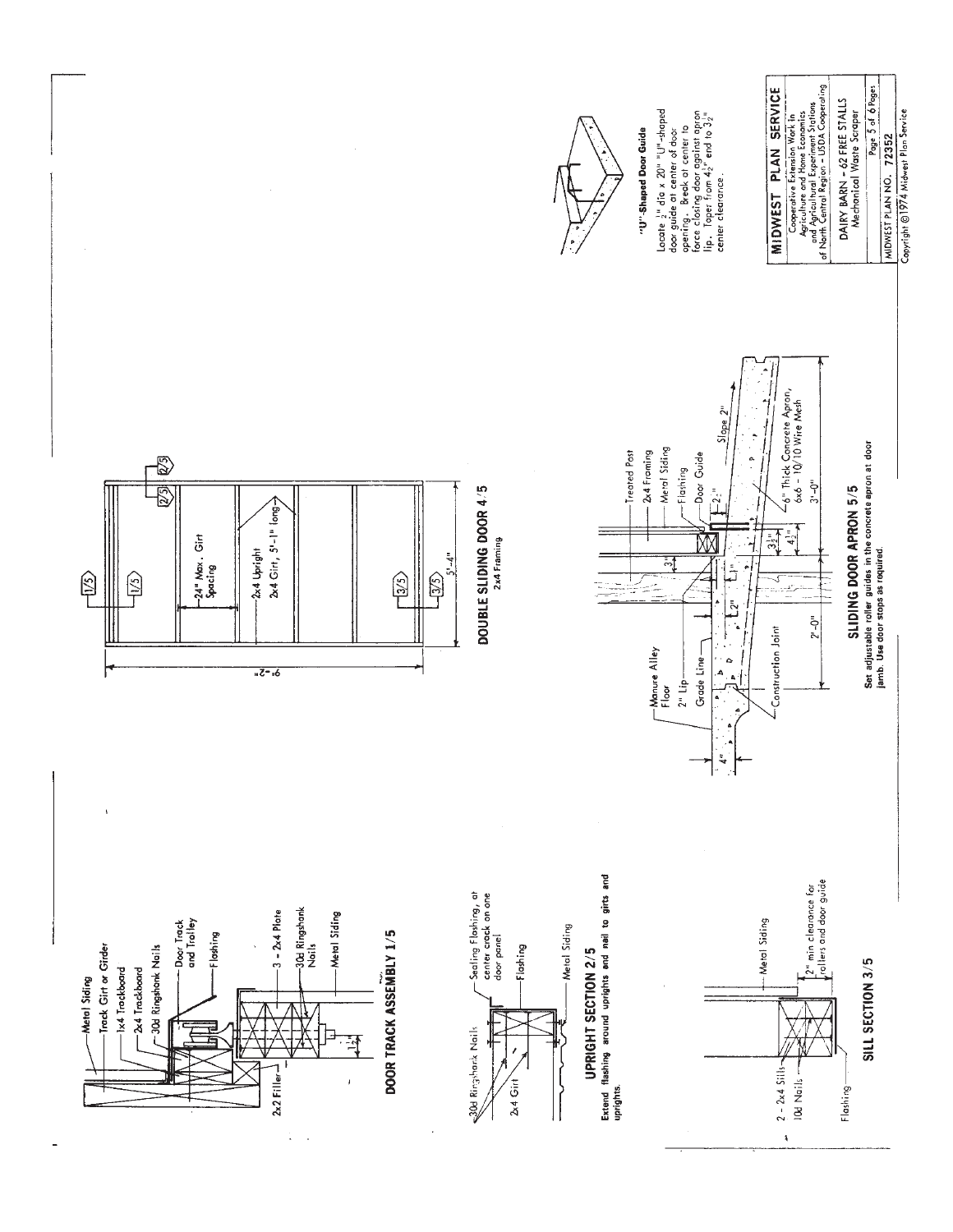## DOOR TRACK ASSEMBLY 1/5

Metal Siding
Track Girt or Girder
1x4 Trackboard
2x4 Trackboard
30d Ringshank Nails
Door Track and Trolley
Flashing
2x2 Filler
3 - 2x4 Plate
30d Ringshank Nails
Metal Siding
$1\frac{1}{2}$"

## UPRIGHT SECTION 2/5

30d Ringshank Nails
2x4 Girt
Sealing Flashing, at center crack on one door panel
Flashing
Metal Siding

Extend flashing around uprights and nail to girts and uprights.

## SILL SECTION 3/5

2 - 2x4 Sills
10d Nails
Flashing
Metal Siding
2" min clearance for rollers and door guide

## DOUBLE SLIDING DOOR 4/5

2x4 Framing

24" Max. Girt Spacing
2x4 Upright
2x4 Girt, 5'-1" long
9'-2"
5'-4"

## SLIDING DOOR APRON 5/5

Manure Alley Floor
2" Lip
Grade Line
Construction Joint
Treated Post
2x4 Framing
Metal Siding
Flashing
Door Guide
6" Thick Concrete Apron, 6x6 - 10/10 Wire Mesh
Slope 2"
4"
2'-0"
3'-0"
3"
2"
1"
$2\frac{1}{2}$"
$3\frac{1}{2}$"
$4\frac{1}{2}$"

Set adjustable roller guides in the concrete apron at door jamb. Use door stops as required.

### "U"-Shaped Door Guide

Locate $\frac{1}{2}$" dia x 20" "U"-shaped door guide at center of door opening. Break at center to force closing door against apron lip. Taper from $4\frac{1}{2}$" end to $3\frac{1}{2}$" center clearance.

**MIDWEST PLAN SERVICE**

Cooperative Extension Work in Agriculture and Home Economics and Agricultural Experiment Stations of North Central Region - USDA Cooperating

DAIRY BARN - 62 FREE STALLS
Mechanical Waste Scraper

MIDWEST PLAN NO. 72352

Copyright ©1974 Midwest Plan Service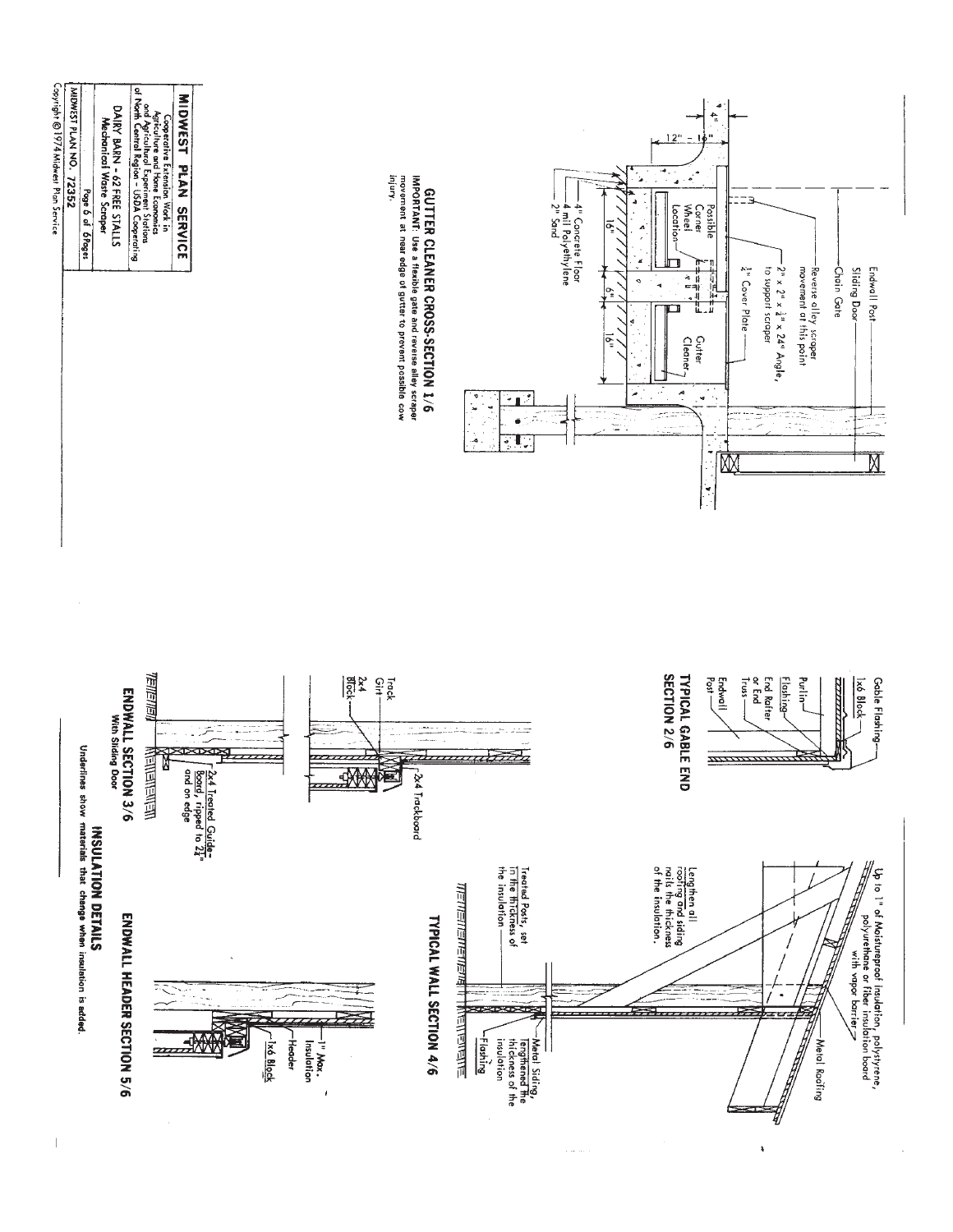# GUTTER CLEANER CROSS-SECTION 1/6

**IMPORTANT:** Use a flexible gate and reverse alley scraper movement at near edge of gutter to prevent possible cow injury.

Endwall Post

Sliding Door

Chain Gate

Reverse alley scraper movement at this point

2" x 2" x ¼" x 24" Angle, to support scraper

¼" Cover Plate

Possible Corner Wheel Location

Gutter Cleaner

4" Concrete Floor

4 mil Polyethylene

2" Sand

12" - 16"

4"

16"

6"

16"

# TYPICAL GABLE END SECTION 2/6

Gable Flashing

1x6 Block

Purlin

Flashing

End Rafter or End Truss

Endwall Post

# ENDWALL SECTION 3/6

With Sliding Door

Track Girt

2x4 Block

2x4 Trackboard

2x4 Treated Guide-Board, ripped to 2¼" and on edge

# TYPICAL WALL SECTION 4/6

Up to 1" of Moistureproof insulation, polystyrene, polyurethane or fiber insulation board with vapor barrier

Metal Roofing

Lengthen all roofing and siding nails the thickness of the insulation.

Treated Posts, set in the thickness of the insulation

Metal Siding, lengthened the thickness of the insulation

Flashing

# ENDWALL HEADER SECTION 5/6

1" Max. Insulation

Header

1x6 Block

# INSULATION DETAILS

Underlines show materials that change when insulation is added.

**MIDWEST PLAN SERVICE**

Cooperative Extension Work in Agriculture and Home Economics and Agricultural Experiment Stations of North Central Region - USDA Cooperating

DAIRY BARN - 62 FREE STALLS
Mechanical Waste Scraper

MIDWEST PLAN NO. 72352

Copyright © 1974 Midwest Plan Service